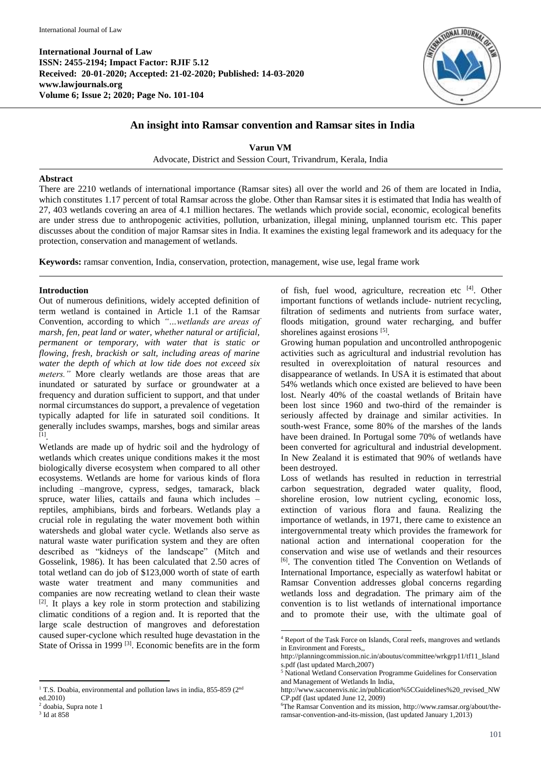**International Journal of Law**
**ISSN: 2455-2194; Impact Factor: RJIF 5.12**
**Received: 20-01-2020; Accepted: 21-02-2020; Published: 14-03-2020**
**www.lawjournals.org**
**Volume 6; Issue 2; 2020; Page No. 101-104**

# An insight into Ramsar convention and Ramsar sites in India

**Varun VM**

Advocate, District and Session Court, Trivandrum, Kerala, India

## Abstract

There are 2210 wetlands of international importance (Ramsar sites) all over the world and 26 of them are located in India, which constitutes 1.17 percent of total Ramsar across the globe. Other than Ramsar sites it is estimated that India has wealth of 27, 403 wetlands covering an area of 4.1 million hectares. The wetlands which provide social, economic, ecological benefits are under stress due to anthropogenic activities, pollution, urbanization, illegal mining, unplanned tourism etc. This paper discusses about the condition of major Ramsar sites in India. It examines the existing legal framework and its adequacy for the protection, conservation and management of wetlands.

**Keywords:** ramsar convention, India, conservation, protection, management, wise use, legal frame work

## Introduction

Out of numerous definitions, widely accepted definition of term wetland is contained in Article 1.1 of the Ramsar Convention, according to which *"…wetlands are areas of marsh, fen, peat land or water, whether natural or artificial, permanent or temporary, with water that is static or flowing, fresh, brackish or salt, including areas of marine water the depth of which at low tide does not exceed six meters."* More clearly wetlands are those areas that are inundated or saturated by surface or groundwater at a frequency and duration sufficient to support, and that under normal circumstances do support, a prevalence of vegetation typically adapted for life in saturated soil conditions. It generally includes swamps, marshes, bogs and similar areas [1].

Wetlands are made up of hydric soil and the hydrology of wetlands which creates unique conditions makes it the most biologically diverse ecosystem when compared to all other ecosystems. Wetlands are home for various kinds of flora including –mangrove, cypress, sedges, tamarack, black spruce, water lilies, cattails and fauna which includes – reptiles, amphibians, birds and forbears. Wetlands play a crucial role in regulating the water movement both within watersheds and global water cycle. Wetlands also serve as natural waste water purification system and they are often described as "kidneys of the landscape" (Mitch and Gosselink, 1986). It has been calculated that 2.50 acres of total wetland can do job of $123,000 worth of state of earth waste water treatment and many communities and companies are now recreating wetland to clean their waste [2]. It plays a key role in storm protection and stabilizing climatic conditions of a region and. It is reported that the large scale destruction of mangroves and deforestation caused super-cyclone which resulted huge devastation in the State of Orissa in 1999 [3]. Economic benefits are in the form of fish, fuel wood, agriculture, recreation etc [4]. Other important functions of wetlands include- nutrient recycling, filtration of sediments and nutrients from surface water, floods mitigation, ground water recharging, and buffer shorelines against erosions [5].

Growing human population and uncontrolled anthropogenic activities such as agricultural and industrial revolution has resulted in overexploitation of natural resources and disappearance of wetlands. In USA it is estimated that about 54% wetlands which once existed are believed to have been lost. Nearly 40% of the coastal wetlands of Britain have been lost since 1960 and two-third of the remainder is seriously affected by drainage and similar activities. In south-west France, some 80% of the marshes of the lands have been drained. In Portugal some 70% of wetlands have been converted for agricultural and industrial development. In New Zealand it is estimated that 90% of wetlands have been destroyed.

Loss of wetlands has resulted in reduction in terrestrial carbon sequestration, degraded water quality, flood, shoreline erosion, low nutrient cycling, economic loss, extinction of various flora and fauna. Realizing the importance of wetlands, in 1971, there came to existence an intergovernmental treaty which provides the framework for national action and international cooperation for the conservation and wise use of wetlands and their resources [6]. The convention titled The Convention on Wetlands of International Importance, especially as waterfowl habitat or Ramsar Convention addresses global concerns regarding wetlands loss and degradation. The primary aim of the convention is to list wetlands of international importance and to promote their use, with the ultimate goal of

---

[1] T.S. Doabia, environmental and pollution laws in india, 855-859 (2nd ed.2010)

[2] doabia, Supra note 1

[3] Id at 858

[4] Report of the Task Force on Islands, Coral reefs, mangroves and wetlands in Environment and Forests,, http://planningcommission.nic.in/aboutus/committee/wrkgrp11/tf11_Islands.pdf (last updated March,2007)

[5] National Wetland Conservation Programme Guidelines for Conservation and Management of Wetlands In India, http://www.saconenvis.nic.in/publication%5CGuidelines%20_revised_NWCP.pdf (last updated June 12, 2009)

[6] The Ramsar Convention and its mission, http://www.ramsar.org/about/the-ramsar-convention-and-its-mission, (last updated January 1,2013)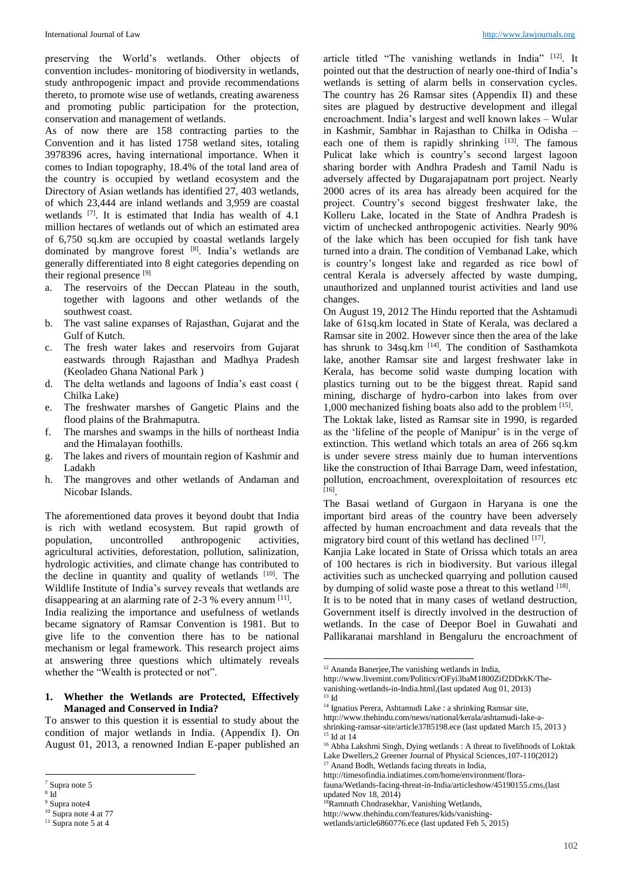preserving the World's wetlands. Other objects of convention includes- monitoring of biodiversity in wetlands, study anthropogenic impact and provide recommendations thereto, to promote wise use of wetlands, creating awareness and promoting public participation for the protection, conservation and management of wetlands.

As of now there are 158 contracting parties to the Convention and it has listed 1758 wetland sites, totaling 3978396 acres, having international importance. When it comes to Indian topography, 18.4% of the total land area of the country is occupied by wetland ecosystem and the Directory of Asian wetlands has identified 27, 403 wetlands, of which 23,444 are inland wetlands and 3,959 are coastal wetlands [7]. It is estimated that India has wealth of 4.1 million hectares of wetlands out of which an estimated area of 6,750 sq.km are occupied by coastal wetlands largely dominated by mangrove forest [8]. India's wetlands are generally differentiated into 8 eight categories depending on their regional presence [9]

a. The reservoirs of the Deccan Plateau in the south, together with lagoons and other wetlands of the southwest coast.
b. The vast saline expanses of Rajasthan, Gujarat and the Gulf of Kutch.
c. The fresh water lakes and reservoirs from Gujarat eastwards through Rajasthan and Madhya Pradesh (Keoladeo Ghana National Park )
d. The delta wetlands and lagoons of India's east coast ( Chilka Lake)
e. The freshwater marshes of Gangetic Plains and the flood plains of the Brahmaputra.
f. The marshes and swamps in the hills of northeast India and the Himalayan foothills.
g. The lakes and rivers of mountain region of Kashmir and Ladakh
h. The mangroves and other wetlands of Andaman and Nicobar Islands.

The aforementioned data proves it beyond doubt that India is rich with wetland ecosystem. But rapid growth of population, uncontrolled anthropogenic activities, agricultural activities, deforestation, pollution, salinization, hydrologic activities, and climate change has contributed to the decline in quantity and quality of wetlands [10]. The Wildlife Institute of India's survey reveals that wetlands are disappearing at an alarming rate of 2-3 % every annum [11].

India realizing the importance and usefulness of wetlands became signatory of Ramsar Convention is 1981. But to give life to the convention there has to be national mechanism or legal framework. This research project aims at answering three questions which ultimately reveals whether the "Wealth is protected or not".

## 1. Whether the Wetlands are Protected, Effectively Managed and Conserved in India?

To answer to this question it is essential to study about the condition of major wetlands in India. (Appendix I). On August 01, 2013, a renowned Indian E-paper published an article titled "The vanishing wetlands in India" [12]. It pointed out that the destruction of nearly one-third of India's wetlands is setting of alarm bells in conservation cycles. The country has 26 Ramsar sites (Appendix II) and these sites are plagued by destructive development and illegal encroachment. India's largest and well known lakes – Wular in Kashmir, Sambhar in Rajasthan to Chilka in Odisha – each one of them is rapidly shrinking [13]. The famous Pulicat lake which is country's second largest lagoon sharing border with Andhra Pradesh and Tamil Nadu is adversely affected by Dugarajapatnam port project. Nearly 2000 acres of its area has already been acquired for the project. Country's second biggest freshwater lake, the Kolleru Lake, located in the State of Andhra Pradesh is victim of unchecked anthropogenic activities. Nearly 90% of the lake which has been occupied for fish tank have turned into a drain. The condition of Vembanad Lake, which is country's longest lake and regarded as rice bowl of central Kerala is adversely affected by waste dumping, unauthorized and unplanned tourist activities and land use changes.

On August 19, 2012 The Hindu reported that the Ashtamudi lake of 61sq.km located in State of Kerala, was declared a Ramsar site in 2002. However since then the area of the lake has shrunk to 34sq.km [14]. The condition of Sasthamkota lake, another Ramsar site and largest freshwater lake in Kerala, has become solid waste dumping location with plastics turning out to be the biggest threat. Rapid sand mining, discharge of hydro-carbon into lakes from over 1,000 mechanized fishing boats also add to the problem [15].

The Loktak lake, listed as Ramsar site in 1990, is regarded as the 'lifeline of the people of Manipur' is in the verge of extinction. This wetland which totals an area of 266 sq.km is under severe stress mainly due to human interventions like the construction of Ithai Barrage Dam, weed infestation, pollution, encroachment, overexploitation of resources etc [16].

The Basai wetland of Gurgaon in Haryana is one the important bird areas of the country have been adversely affected by human encroachment and data reveals that the migratory bird count of this wetland has declined [17].

Kanjia Lake located in State of Orissa which totals an area of 100 hectares is rich in biodiversity. But various illegal activities such as unchecked quarrying and pollution caused by dumping of solid waste pose a threat to this wetland [18].

It is to be noted that in many cases of wetland destruction, Government itself is directly involved in the destruction of wetlands. In the case of Deepor Boel in Guwahati and Pallikaranai marshland in Bengaluru the encroachment of

---

[7] Supra note 5
[8] Id
[9] Supra note4
[10] Supra note 4 at 77
[11] Supra note 5 at 4
[12] Ananda Banerjee,The vanishing wetlands in India, http://www.livemint.com/Politics/rOFyi3baM1800Zif2DDrkK/The-vanishing-wetlands-in-India.html,(last updated Aug 01, 2013)
[13] Id
[14] Ignatius Perera, Ashtamudi Lake : a shrinking Ramsar site, http://www.thehindu.com/news/national/kerala/ashtamudi-lake-a-shrinking-ramsar-site/article3785198.ece (last updated March 15, 2013 )
[15] Id at 14
[16] Abha Lakshmi Singh, Dying wetlands : A threat to livelihoods of Loktak Lake Dwellers,2 Greener Journal of Physical Sciences,107-110(2012)
[17] Anand Bodh, Wetlands facing threats in India, http://timesofindia.indiatimes.com/home/environment/flora-fauna/Wetlands-facing-threat-in-India/articleshow/45190155.cms,(last updated Nov 18, 2014)
[18] Ramnath Chndrasekhar, Vanishing Wetlands, http://www.thehindu.com/features/kids/vanishing-wetlands/article6860776.ece (last updated Feb 5, 2015)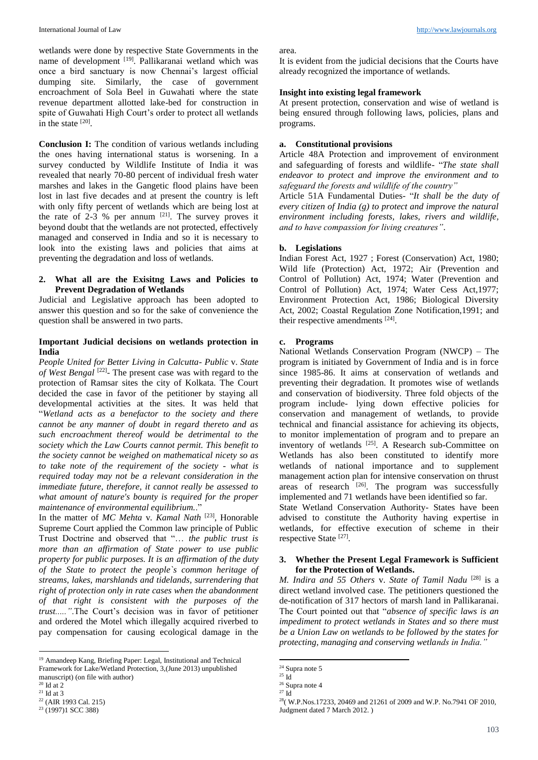wetlands were done by respective State Governments in the name of development [19]. Pallikaranai wetland which was once a bird sanctuary is now Chennai's largest official dumping site. Similarly, the case of government encroachment of Sola Beel in Guwahati where the state revenue department allotted lake-bed for construction in spite of Guwahati High Court's order to protect all wetlands in the state [20].

**Conclusion I:** The condition of various wetlands including the ones having international status is worsening. In a survey conducted by Wildlife Institute of India it was revealed that nearly 70-80 percent of individual fresh water marshes and lakes in the Gangetic flood plains have been lost in last five decades and at present the country is left with only fifty percent of wetlands which are being lost at the rate of 2-3 % per annum [21]. The survey proves it beyond doubt that the wetlands are not protected, effectively managed and conserved in India and so it is necessary to look into the existing laws and policies that aims at preventing the degradation and loss of wetlands.

## 2. What all are the Exisitng Laws and Policies to Prevent Degradation of Wetlands

Judicial and Legislative approach has been adopted to answer this question and so for the sake of convenience the question shall be answered in two parts.

### Important Judicial decisions on wetlands protection in India

*People United for Better Living in Calcutta- Public* v. *State of West Bengal* [22]- The present case was with regard to the protection of Ramsar sites the city of Kolkata. The Court decided the case in favor of the petitioner by staying all developmental activities at the sites. It was held that "*Wetland acts as a benefactor to the society and there cannot be any manner of doubt in regard thereto and as such encroachment thereof would be detrimental to the society which the Law Courts cannot permit. This benefit to the society cannot be weighed on mathematical nicety so as to take note of the requirement of the society - what is required today may not be a relevant consideration in the immediate future, therefore, it cannot really be assessed to what amount of nature's bounty is required for the proper maintenance of environmental equilibrium..*"

In the matter of *MC Mehta* v. *Kamal Nath* [23], Honorable Supreme Court applied the Common law principle of Public Trust Doctrine and observed that "… *the public trust is more than an affirmation of State power to use public property for public purposes. It is an affirmation of the duty of the State to protect the people`s common heritage of streams, lakes, marshlands and tidelands, surrendering that right of protection only in rate cases when the abandonment of that right is consistent with the purposes of the trust…..".*The Court's decision was in favor of petitioner and ordered the Motel which illegally acquired riverbed to pay compensation for causing ecological damage in the area.

It is evident from the judicial decisions that the Courts have already recognized the importance of wetlands.

### Insight into existing legal framework

At present protection, conservation and wise of wetland is being ensured through following laws, policies, plans and programs.

#### a. Constitutional provisions

Article 48A Protection and improvement of environment and safeguarding of forests and wildlife- "*The state shall endeavor to protect and improve the environment and to safeguard the forests and wildlife of the country"*

Article 51A Fundamental Duties- "*It shall be the duty of every citizen of India (g) to protect and improve the natural environment including forests, lakes, rivers and wildlife, and to have compassion for living creatures".*

#### b. Legislations

Indian Forest Act, 1927 ; Forest (Conservation) Act, 1980; Wild life (Protection) Act, 1972; Air (Prevention and Control of Pollution) Act, 1974; Water (Prevention and Control of Pollution) Act, 1974; Water Cess Act,1977; Environment Protection Act, 1986; Biological Diversity Act, 2002; Coastal Regulation Zone Notification,1991; and their respective amendments [24].

#### c. Programs

National Wetlands Conservation Program (NWCP) – The program is initiated by Government of India and is in force since 1985-86. It aims at conservation of wetlands and preventing their degradation. It promotes wise of wetlands and conservation of biodiversity. Three fold objects of the program include- lying down effective policies for conservation and management of wetlands, to provide technical and financial assistance for achieving its objects, to monitor implementation of program and to prepare an inventory of wetlands [25]. A Research sub-Committee on Wetlands has also been constituted to identify more wetlands of national importance and to supplement management action plan for intensive conservation on thrust areas of research [26]. The program was successfully implemented and 71 wetlands have been identified so far.

State Wetland Conservation Authority- States have been advised to constitute the Authority having expertise in wetlands, for effective execution of scheme in their respective State [27].

## 3. Whether the Present Legal Framework is Sufficient for the Protection of Wetlands.

*M. Indira and 55 Others* v. *State of Tamil Nadu* [28] is a direct wetland involved case. The petitioners questioned the de-notification of 317 hectors of marsh land in Pallikaranai. The Court pointed out that "*absence of specific laws is an impediment to protect wetlands in States and so there must be a Union Law on wetlands to be followed by the states for protecting, managing and conserving wetlands in India."*

---

[19] Amandeep Kang, Briefing Paper: Legal, Institutional and Technical Framework for Lake/Wetland Protection, 3,(June 2013) unpublished manuscript) (on file with author)

[20] Id at 2

[21] Id at 3

[22] (AIR 1993 Cal. 215)

[23] (1997)1 SCC 388)

[24] Supra note 5

[25] Id

[26] Supra note 4

[27] Id

[28]( W.P.Nos.17233, 20469 and 21261 of 2009 and W.P. No.7941 OF 2010, Judgment dated 7 March 2012. )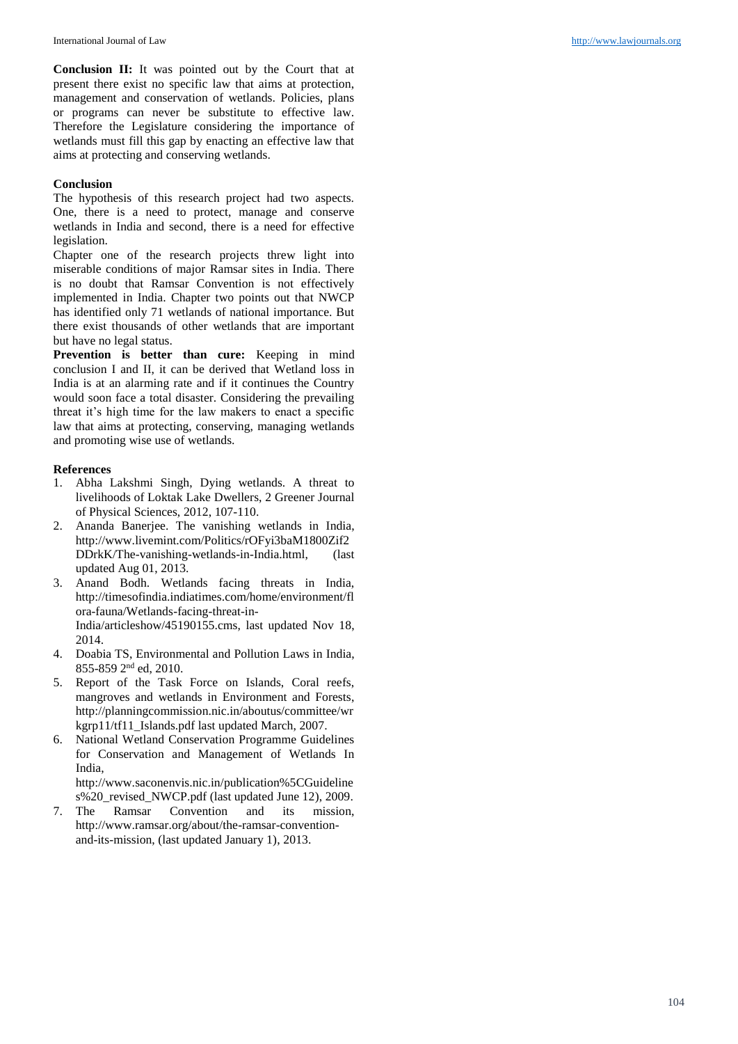**Conclusion II:** It was pointed out by the Court that at present there exist no specific law that aims at protection, management and conservation of wetlands. Policies, plans or programs can never be substitute to effective law. Therefore the Legislature considering the importance of wetlands must fill this gap by enacting an effective law that aims at protecting and conserving wetlands.

## Conclusion

The hypothesis of this research project had two aspects. One, there is a need to protect, manage and conserve wetlands in India and second, there is a need for effective legislation.

Chapter one of the research projects threw light into miserable conditions of major Ramsar sites in India. There is no doubt that Ramsar Convention is not effectively implemented in India. Chapter two points out that NWCP has identified only 71 wetlands of national importance. But there exist thousands of other wetlands that are important but have no legal status.

**Prevention is better than cure:** Keeping in mind conclusion I and II, it can be derived that Wetland loss in India is at an alarming rate and if it continues the Country would soon face a total disaster. Considering the prevailing threat it's high time for the law makers to enact a specific law that aims at protecting, conserving, managing wetlands and promoting wise use of wetlands.

## References

1. Abha Lakshmi Singh, Dying wetlands. A threat to livelihoods of Loktak Lake Dwellers, 2 Greener Journal of Physical Sciences, 2012, 107-110.
2. Ananda Banerjee. The vanishing wetlands in India, http://www.livemint.com/Politics/rOFyi3baM1800Zif2DDrkK/The-vanishing-wetlands-in-India.html, (last updated Aug 01, 2013.
3. Anand Bodh. Wetlands facing threats in India, http://timesofindia.indiatimes.com/home/environment/flora-fauna/Wetlands-facing-threat-in-India/articleshow/45190155.cms, last updated Nov 18, 2014.
4. Doabia TS, Environmental and Pollution Laws in India, 855-859 2nd ed, 2010.
5. Report of the Task Force on Islands, Coral reefs, mangroves and wetlands in Environment and Forests, http://planningcommission.nic.in/aboutus/committee/wrkgrp11/tf11_Islands.pdf last updated March, 2007.
6. National Wetland Conservation Programme Guidelines for Conservation and Management of Wetlands In India, http://www.saconenvis.nic.in/publication%5CGuidelines%20_revised_NWCP.pdf (last updated June 12), 2009.
7. The Ramsar Convention and its mission, http://www.ramsar.org/about/the-ramsar-convention-and-its-mission, (last updated January 1), 2013.